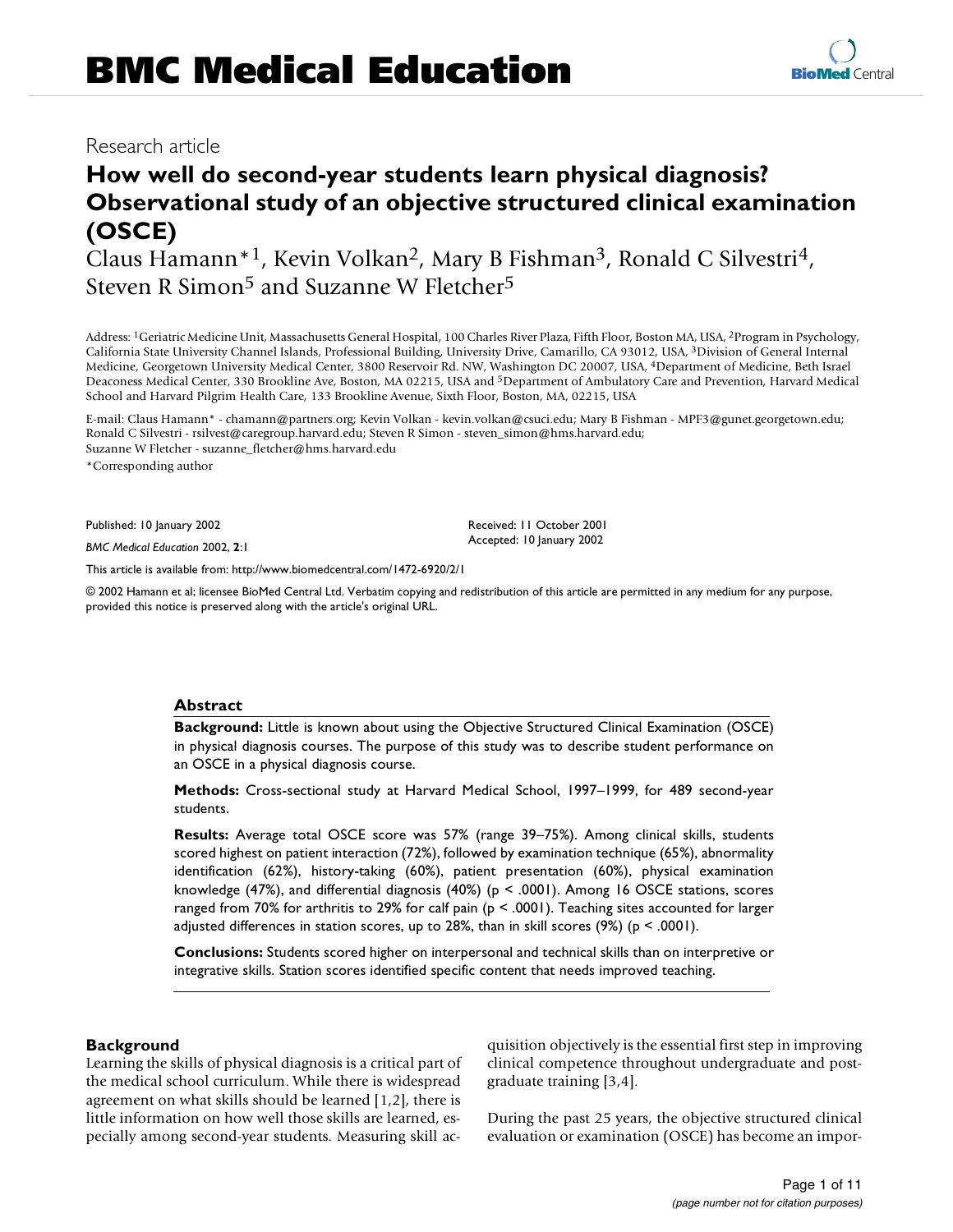# BMC Medical Education

Research article

## How well do second-year students learn physical diagnosis? Observational study of an objective structured clinical examination (OSCE)

Claus Hamann*[1], Kevin Volkan[2], Mary B Fishman[3], Ronald C Silvestri[4], Steven R Simon[5] and Suzanne W Fletcher[5]

Address: [1]Geriatric Medicine Unit, Massachusetts General Hospital, 100 Charles River Plaza, Fifth Floor, Boston MA, USA, [2]Program in Psychology, California State University Channel Islands, Professional Building, University Drive, Camarillo, CA 93012, USA, [3]Division of General Internal Medicine, Georgetown University Medical Center, 3800 Reservoir Rd. NW, Washington DC 20007, USA, [4]Department of Medicine, Beth Israel Deaconess Medical Center, 330 Brookline Ave, Boston, MA 02215, USA and [5]Department of Ambulatory Care and Prevention, Harvard Medical School and Harvard Pilgrim Health Care, 133 Brookline Avenue, Sixth Floor, Boston, MA, 02215, USA

E-mail: Claus Hamann* - chamann@partners.org; Kevin Volkan - kevin.volkan@csuci.edu; Mary B Fishman - MPF3@gunet.georgetown.edu; Ronald C Silvestri - rsilvest@caregroup.harvard.edu; Steven R Simon - steven_simon@hms.harvard.edu; Suzanne W Fletcher - suzanne_fletcher@hms.harvard.edu

*Corresponding author

Published: 10 January 2002

*BMC Medical Education* 2002, **2**:1

Received: 11 October 2001
Accepted: 10 January 2002

This article is available from: http://www.biomedcentral.com/1472-6920/2/1

© 2002 Hamann et al; licensee BioMed Central Ltd. Verbatim copying and redistribution of this article are permitted in any medium for any purpose, provided this notice is preserved along with the article's original URL.

### Abstract

**Background:** Little is known about using the Objective Structured Clinical Examination (OSCE) in physical diagnosis courses. The purpose of this study was to describe student performance on an OSCE in a physical diagnosis course.

**Methods:** Cross-sectional study at Harvard Medical School, 1997–1999, for 489 second-year students.

**Results:** Average total OSCE score was 57% (range 39–75%). Among clinical skills, students scored highest on patient interaction (72%), followed by examination technique (65%), abnormality identification (62%), history-taking (60%), patient presentation (60%), physical examination knowledge (47%), and differential diagnosis (40%) ($p < .0001$). Among 16 OSCE stations, scores ranged from 70% for arthritis to 29% for calf pain ($p < .0001$). Teaching sites accounted for larger adjusted differences in station scores, up to 28%, than in skill scores (9%) ($p < .0001$).

**Conclusions:** Students scored higher on interpersonal and technical skills than on interpretive or integrative skills. Station scores identified specific content that needs improved teaching.

## Background

Learning the skills of physical diagnosis is a critical part of the medical school curriculum. While there is widespread agreement on what skills should be learned [1,2], there is little information on how well those skills are learned, especially among second-year students. Measuring skill acquisition objectively is the essential first step in improving clinical competence throughout undergraduate and postgraduate training [3,4].

During the past 25 years, the objective structured clinical evaluation or examination (OSCE) has become an impor-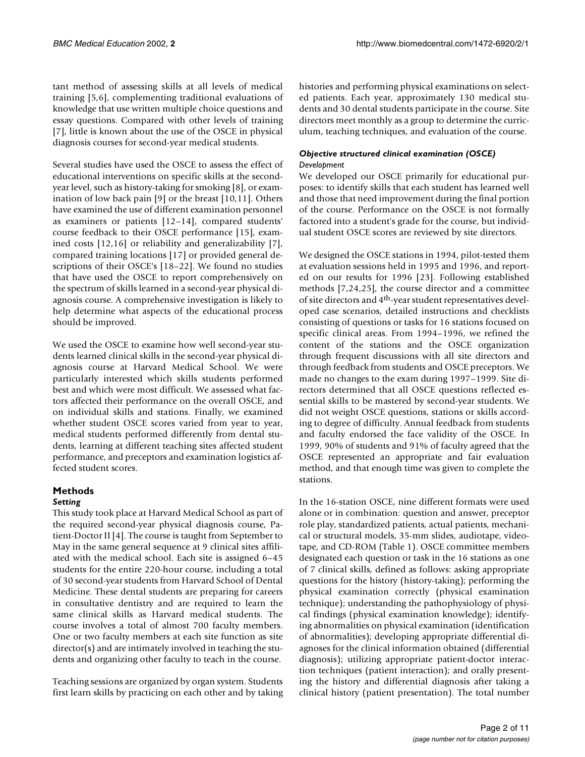tant method of assessing skills at all levels of medical training [5,6], complementing traditional evaluations of knowledge that use written multiple choice questions and essay questions. Compared with other levels of training [7], little is known about the use of the OSCE in physical diagnosis courses for second-year medical students.

Several studies have used the OSCE to assess the effect of educational interventions on specific skills at the second-year level, such as history-taking for smoking [8], or examination of low back pain [9] or the breast [10,11]. Others have examined the use of different examination personnel as examiners or patients [12–14], compared students' course feedback to their OSCE performance [15], examined costs [12,16] or reliability and generalizability [7], compared training locations [17] or provided general descriptions of their OSCE's [18–22]. We found no studies that have used the OSCE to report comprehensively on the spectrum of skills learned in a second-year physical diagnosis course. A comprehensive investigation is likely to help determine what aspects of the educational process should be improved.

We used the OSCE to examine how well second-year students learned clinical skills in the second-year physical diagnosis course at Harvard Medical School. We were particularly interested which skills students performed best and which were most difficult. We assessed what factors affected their performance on the overall OSCE, and on individual skills and stations. Finally, we examined whether student OSCE scores varied from year to year, medical students performed differently from dental students, learning at different teaching sites affected student performance, and preceptors and examination logistics affected student scores.

## Methods

### *Setting*

This study took place at Harvard Medical School as part of the required second-year physical diagnosis course, Patient-Doctor II [4]. The course is taught from September to May in the same general sequence at 9 clinical sites affiliated with the medical school. Each site is assigned 6–45 students for the entire 220-hour course, including a total of 30 second-year students from Harvard School of Dental Medicine. These dental students are preparing for careers in consultative dentistry and are required to learn the same clinical skills as Harvard medical students. The course involves a total of almost 700 faculty members. One or two faculty members at each site function as site director(s) and are intimately involved in teaching the students and organizing other faculty to teach in the course.

Teaching sessions are organized by organ system. Students first learn skills by practicing on each other and by taking histories and performing physical examinations on selected patients. Each year, approximately 130 medical students and 30 dental students participate in the course. Site directors meet monthly as a group to determine the curriculum, teaching techniques, and evaluation of the course.

### *Objective structured clinical examination (OSCE)*

#### *Development*

We developed our OSCE primarily for educational purposes: to identify skills that each student has learned well and those that need improvement during the final portion of the course. Performance on the OSCE is not formally factored into a student's grade for the course, but individual student OSCE scores are reviewed by site directors.

We designed the OSCE stations in 1994, pilot-tested them at evaluation sessions held in 1995 and 1996, and reported on our results for 1996 [23]. Following established methods [7,24,25], the course director and a committee of site directors and 4th-year student representatives developed case scenarios, detailed instructions and checklists consisting of questions or tasks for 16 stations focused on specific clinical areas. From 1994–1996, we refined the content of the stations and the OSCE organization through frequent discussions with all site directors and through feedback from students and OSCE preceptors. We made no changes to the exam during 1997–1999. Site directors determined that all OSCE questions reflected essential skills to be mastered by second-year students. We did not weight OSCE questions, stations or skills according to degree of difficulty. Annual feedback from students and faculty endorsed the face validity of the OSCE. In 1999, 90% of students and 91% of faculty agreed that the OSCE represented an appropriate and fair evaluation method, and that enough time was given to complete the stations.

In the 16-station OSCE, nine different formats were used alone or in combination: question and answer, preceptor role play, standardized patients, actual patients, mechanical or structural models, 35-mm slides, audiotape, videotape, and CD-ROM (Table 1). OSCE committee members designated each question or task in the 16 stations as one of 7 clinical skills, defined as follows: asking appropriate questions for the history (history-taking); performing the physical examination correctly (physical examination technique); understanding the pathophysiology of physical findings (physical examination knowledge); identifying abnormalities on physical examination (identification of abnormalities); developing appropriate differential diagnoses for the clinical information obtained (differential diagnosis); utilizing appropriate patient-doctor interaction techniques (patient interaction); and orally presenting the history and differential diagnosis after taking a clinical history (patient presentation). The total number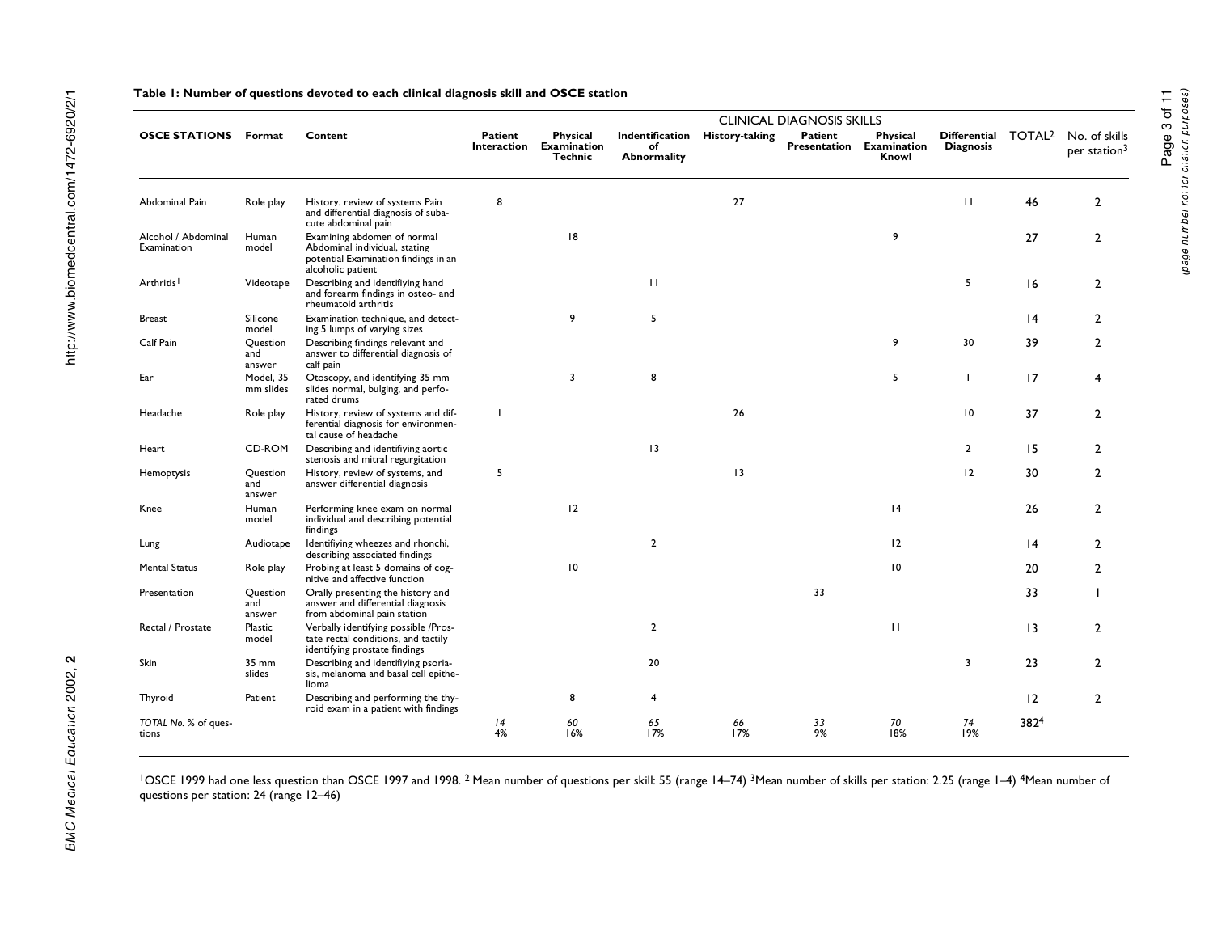**Table 1: Number of questions devoted to each clinical diagnosis skill and OSCE station**

| OSCE STATIONS | Format | Content | CLINICAL DIAGNOSIS SKILLS | | | | | | | | |
|---|---|---|---|---|---|---|---|---|---|---|---|
| | | | Patient Interaction | Physical Examination Technic | Indentification of Abnormality | History-taking | Patient Presentation | Physical Examination Knowl | Differential Diagnosis | TOTAL[2] | No. of skills per station[3] |
| Abdominal Pain | Role play | History, review of systems Pain and differential diagnosis of subacute abdominal pain | 8 | | | 27 | | | 11 | 46 | 2 |
| Alcohol / Abdominal Examination | Human model | Examining abdomen of normal Abdominal individual, stating potential Examination findings in an alcoholic patient | | 18 | | | | 9 | | 27 | 2 |
| Arthritis[1] | Videotape | Describing and identifying hand and forearm findings in osteo- and rheumatoid arthritis | | | 11 | | | | 5 | 16 | 2 |
| Breast | Silicone model | Examination technique, and detecting 5 lumps of varying sizes | | 9 | 5 | | | | | 14 | 2 |
| Calf Pain | Question and answer | Describing findings relevant and answer to differential diagnosis of calf pain | | | | | | 9 | 30 | 39 | 2 |
| Ear | Model, 35 mm slides | Otoscopy, and identifying 35 mm slides normal, bulging, and perforated drums | | 3 | 8 | | | 5 | 1 | 17 | 4 |
| Headache | Role play | History, review of systems and differential diagnosis for environmental cause of headache | 1 | | | 26 | | | 10 | 37 | 2 |
| Heart | CD-ROM | Describing and identifying aortic stenosis and mitral regurgitation | | | 13 | | | | 2 | 15 | 2 |
| Hemoptysis | Question and answer | History, review of systems, and answer differential diagnosis | 5 | | | 13 | | | 12 | 30 | 2 |
| Knee | Human model | Performing knee exam on normal individual and describing potential findings | | 12 | | | | 14 | | 26 | 2 |
| Lung | Audiotape | Identifiying wheezes and rhonchi, describing associated findings | | | 2 | | | 12 | | 14 | 2 |
| Mental Status | Role play | Probing at least 5 domains of cognitive and affective function | | 10 | | | | 10 | | 20 | 2 |
| Presentation | Question and answer | Orally presenting the history and answer and differential diagnosis from abdominal pain station | | | | | 33 | | | 33 | 1 |
| Rectal / Prostate | Plastic model | Verbally identifying possible /Prostate rectal conditions, and tactily identifying prostate findings | | | 2 | | | 11 | | 13 | 2 |
| Skin | 35 mm slides | Describing and identifiying psoriasis, melanoma and basal cell epithelioma | | | 20 | | | | 3 | 23 | 2 |
| Thyroid | Patient | Describing and performing the thyroid exam in a patient with findings | | 8 | 4 | | | | | 12 | 2 |
| *TOTAL No. % of questions* | | | *14* *4%* | *60* 16% | *65* 17% | *66* 17% | *33* 9% | *70* 18% | *74* 19% | 382[4] | |

[1]OSCE 1999 had one less question than OSCE 1997 and 1998. [2] Mean number of questions per skill: 55 (range 14–74) [3]Mean number of skills per station: 2.25 (range 1–4) [4]Mean number of questions per station: 24 (range 12–46)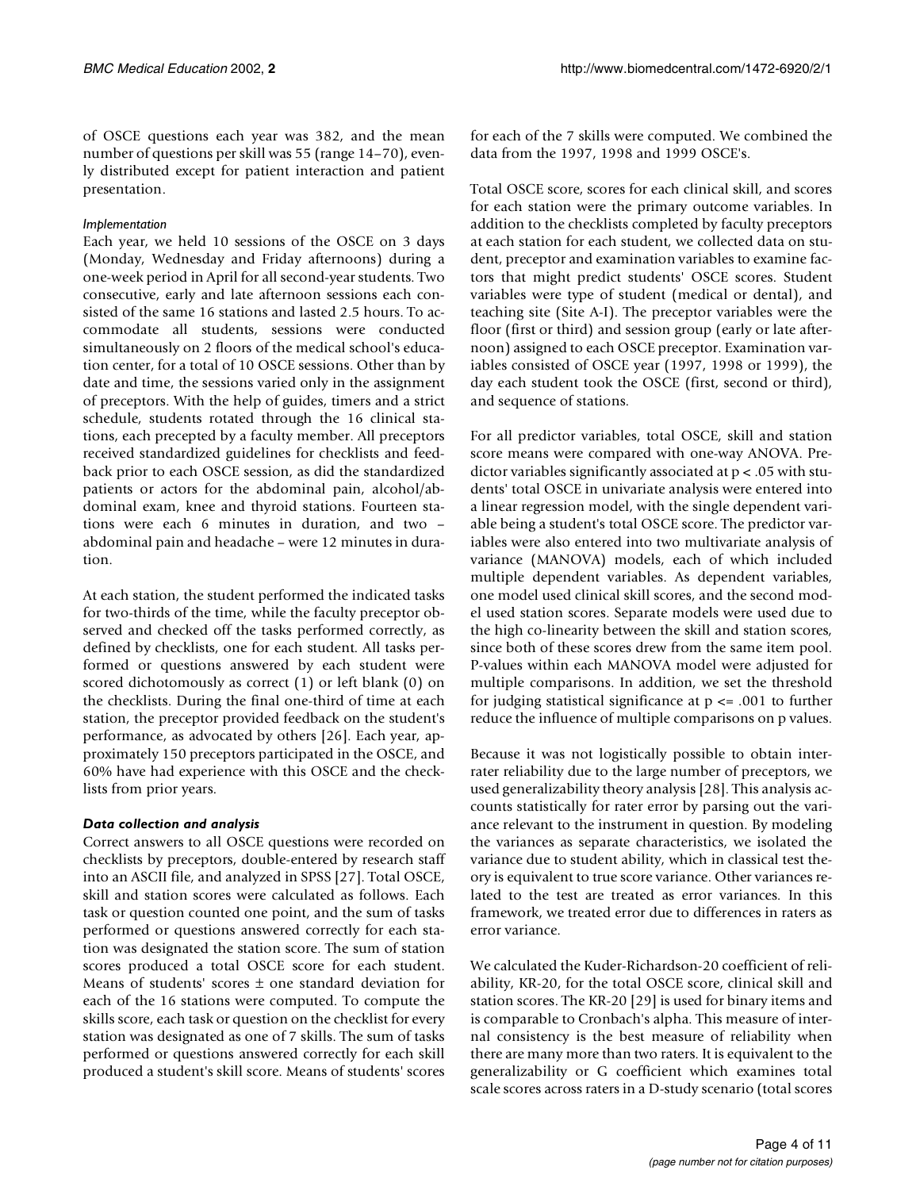of OSCE questions each year was 382, and the mean number of questions per skill was 55 (range 14–70), evenly distributed except for patient interaction and patient presentation.

#### *Implementation*

Each year, we held 10 sessions of the OSCE on 3 days (Monday, Wednesday and Friday afternoons) during a one-week period in April for all second-year students. Two consecutive, early and late afternoon sessions each consisted of the same 16 stations and lasted 2.5 hours. To accommodate all students, sessions were conducted simultaneously on 2 floors of the medical school's education center, for a total of 10 OSCE sessions. Other than by date and time, the sessions varied only in the assignment of preceptors. With the help of guides, timers and a strict schedule, students rotated through the 16 clinical stations, each precepted by a faculty member. All preceptors received standardized guidelines for checklists and feedback prior to each OSCE session, as did the standardized patients or actors for the abdominal pain, alcohol/abdominal exam, knee and thyroid stations. Fourteen stations were each 6 minutes in duration, and two – abdominal pain and headache – were 12 minutes in duration.

At each station, the student performed the indicated tasks for two-thirds of the time, while the faculty preceptor observed and checked off the tasks performed correctly, as defined by checklists, one for each student. All tasks performed or questions answered by each student were scored dichotomously as correct (1) or left blank (0) on the checklists. During the final one-third of time at each station, the preceptor provided feedback on the student's performance, as advocated by others [26]. Each year, approximately 150 preceptors participated in the OSCE, and 60% have had experience with this OSCE and the checklists from prior years.

### *Data collection and analysis*

Correct answers to all OSCE questions were recorded on checklists by preceptors, double-entered by research staff into an ASCII file, and analyzed in SPSS [27]. Total OSCE, skill and station scores were calculated as follows. Each task or question counted one point, and the sum of tasks performed or questions answered correctly for each station was designated the station score. The sum of station scores produced a total OSCE score for each student. Means of students' scores ± one standard deviation for each of the 16 stations were computed. To compute the skills score, each task or question on the checklist for every station was designated as one of 7 skills. The sum of tasks performed or questions answered correctly for each skill produced a student's skill score. Means of students' scores for each of the 7 skills were computed. We combined the data from the 1997, 1998 and 1999 OSCE's.

Total OSCE score, scores for each clinical skill, and scores for each station were the primary outcome variables. In addition to the checklists completed by faculty preceptors at each station for each student, we collected data on student, preceptor and examination variables to examine factors that might predict students' OSCE scores. Student variables were type of student (medical or dental), and teaching site (Site A-I). The preceptor variables were the floor (first or third) and session group (early or late afternoon) assigned to each OSCE preceptor. Examination variables consisted of OSCE year (1997, 1998 or 1999), the day each student took the OSCE (first, second or third), and sequence of stations.

For all predictor variables, total OSCE, skill and station score means were compared with one-way ANOVA. Predictor variables significantly associated at $p < .05$ with students' total OSCE in univariate analysis were entered into a linear regression model, with the single dependent variable being a student's total OSCE score. The predictor variables were also entered into two multivariate analysis of variance (MANOVA) models, each of which included multiple dependent variables. As dependent variables, one model used clinical skill scores, and the second model used station scores. Separate models were used due to the high co-linearity between the skill and station scores, since both of these scores drew from the same item pool. P-values within each MANOVA model were adjusted for multiple comparisons. In addition, we set the threshold for judging statistical significance at $p <= .001$ to further reduce the influence of multiple comparisons on p values.

Because it was not logistically possible to obtain inter-rater reliability due to the large number of preceptors, we used generalizability theory analysis [28]. This analysis accounts statistically for rater error by parsing out the variance relevant to the instrument in question. By modeling the variances as separate characteristics, we isolated the variance due to student ability, which in classical test theory is equivalent to true score variance. Other variances related to the test are treated as error variances. In this framework, we treated error due to differences in raters as error variance.

We calculated the Kuder-Richardson-20 coefficient of reliability, KR-20, for the total OSCE score, clinical skill and station scores. The KR-20 [29] is used for binary items and is comparable to Cronbach's alpha. This measure of internal consistency is the best measure of reliability when there are many more than two raters. It is equivalent to the generalizability or G coefficient which examines total scale scores across raters in a D-study scenario (total scores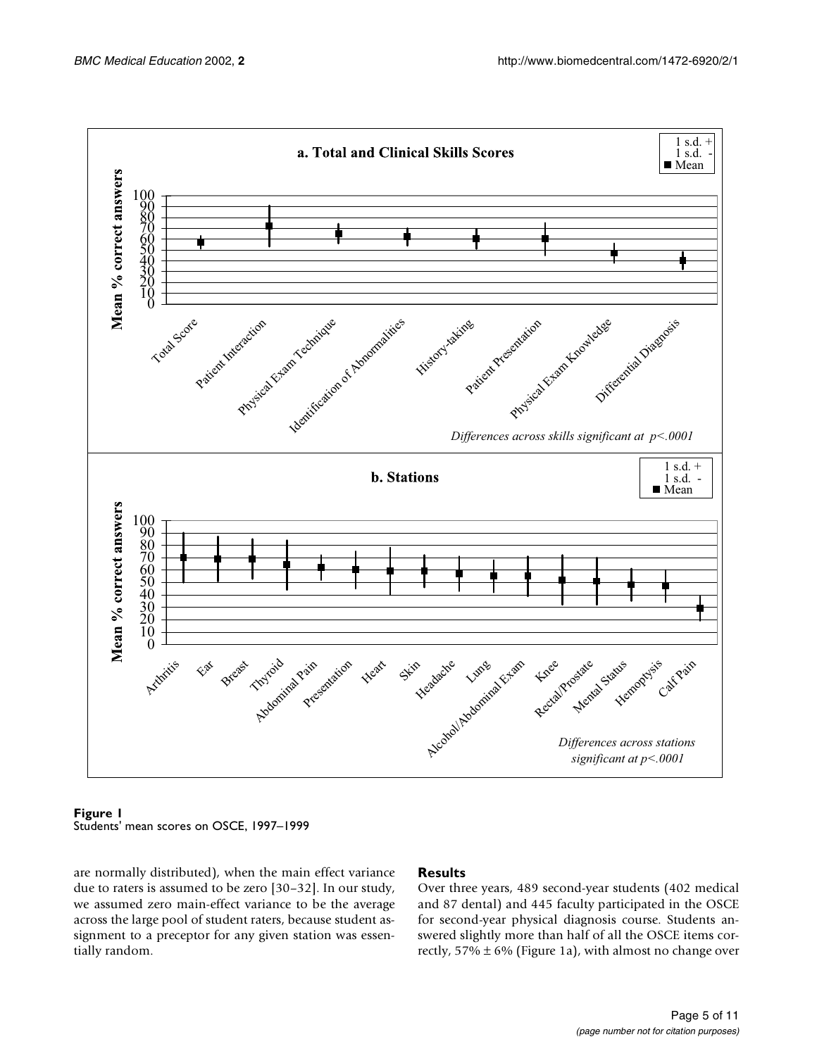**Figure 1**
Students' mean scores on OSCE, 1997–1999

are normally distributed), when the main effect variance due to raters is assumed to be zero [30–32]. In our study, we assumed zero main-effect variance to be the average across the large pool of student raters, because student assignment to a preceptor for any given station was essentially random.

## Results

Over three years, 489 second-year students (402 medical and 87 dental) and 445 faculty participated in the OSCE for second-year physical diagnosis course. Students answered slightly more than half of all the OSCE items correctly, 57% ± 6% (Figure 1a), with almost no change over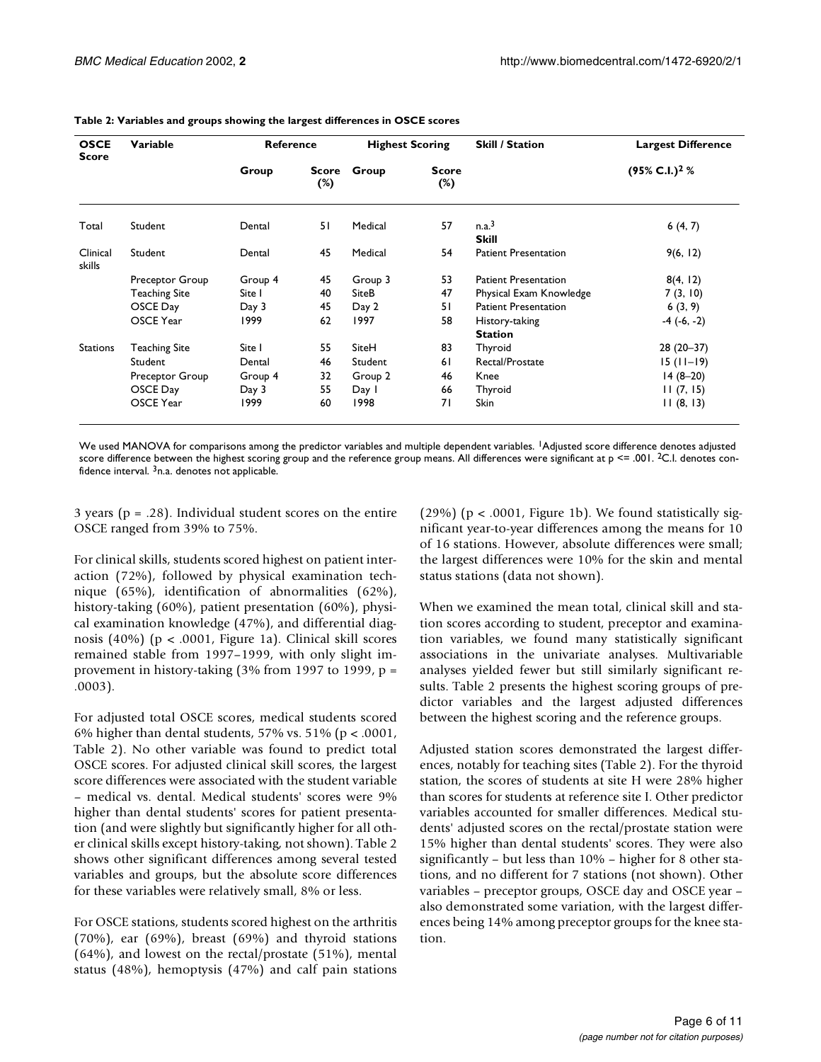**Table 2: Variables and groups showing the largest differences in OSCE scores**

| OSCE Score | Variable | Reference | | Highest Scoring | | Skill / Station | Largest Difference |
|---|---|---|---|---|---|---|---|
| | | Group | Score (%) | Group | Score (%) | | (95% C.I.)[2] % |
| Total | Student | Dental | 51 | Medical | 57 | n.a.[3] | 6 (4, 7) |
| | | | | | | **Skill** | |
| Clinical skills | Student | Dental | 45 | Medical | 54 | Patient Presentation | 9(6, 12) |
| | Preceptor Group | Group 4 | 45 | Group 3 | 53 | Patient Presentation | 8(4, 12) |
| | Teaching Site | Site I | 40 | SiteB | 47 | Physical Exam Knowledge | 7 (3, 10) |
| | OSCE Day | Day 3 | 45 | Day 2 | 51 | Patient Presentation | 6 (3, 9) |
| | OSCE Year | 1999 | 62 | 1997 | 58 | History-taking | -4 (-6, -2) |
| | | | | | | **Station** | |
| Stations | Teaching Site | Site I | 55 | SiteH | 83 | Thyroid | 28 (20–37) |
| | Student | Dental | 46 | Student | 61 | Rectal/Prostate | 15 (11–19) |
| | Preceptor Group | Group 4 | 32 | Group 2 | 46 | Knee | 14 (8–20) |
| | OSCE Day | Day 3 | 55 | Day 1 | 66 | Thyroid | 11 (7, 15) |
| | OSCE Year | 1999 | 60 | 1998 | 71 | Skin | 11 (8, 13) |

We used MANOVA for comparisons among the predictor variables and multiple dependent variables. [1]Adjusted score difference denotes adjusted score difference between the highest scoring group and the reference group means. All differences were significant at $p <= .001$. [2]C.I. denotes confidence interval. [3]n.a. denotes not applicable.

3 years ($p = .28$). Individual student scores on the entire OSCE ranged from 39% to 75%.

For clinical skills, students scored highest on patient interaction (72%), followed by physical examination technique (65%), identification of abnormalities (62%), history-taking (60%), patient presentation (60%), physical examination knowledge (47%), and differential diagnosis (40%) ($p < .0001$, Figure 1a). Clinical skill scores remained stable from 1997–1999, with only slight improvement in history-taking (3% from 1997 to 1999, $p = .0003$).

For adjusted total OSCE scores, medical students scored 6% higher than dental students, 57% vs. 51% ($p < .0001$, Table 2). No other variable was found to predict total OSCE scores. For adjusted clinical skill scores, the largest score differences were associated with the student variable – medical vs. dental. Medical students' scores were 9% higher than dental students' scores for patient presentation (and were slightly but significantly higher for all other clinical skills except history-taking, not shown). Table 2 shows other significant differences among several tested variables and groups, but the absolute score differences for these variables were relatively small, 8% or less.

For OSCE stations, students scored highest on the arthritis (70%), ear (69%), breast (69%) and thyroid stations (64%), and lowest on the rectal/prostate (51%), mental status (48%), hemoptysis (47%) and calf pain stations (29%) ($p < .0001$, Figure 1b). We found statistically significant year-to-year differences among the means for 10 of 16 stations. However, absolute differences were small; the largest differences were 10% for the skin and mental status stations (data not shown).

When we examined the mean total, clinical skill and station scores according to student, preceptor and examination variables, we found many statistically significant associations in the univariate analyses. Multivariable analyses yielded fewer but still similarly significant results. Table 2 presents the highest scoring groups of predictor variables and the largest adjusted differences between the highest scoring and the reference groups.

Adjusted station scores demonstrated the largest differences, notably for teaching sites (Table 2). For the thyroid station, the scores of students at site H were 28% higher than scores for students at reference site I. Other predictor variables accounted for smaller differences. Medical students' adjusted scores on the rectal/prostate station were 15% higher than dental students' scores. They were also significantly – but less than 10% – higher for 8 other stations, and no different for 7 stations (not shown). Other variables – preceptor groups, OSCE day and OSCE year – also demonstrated some variation, with the largest differences being 14% among preceptor groups for the knee station.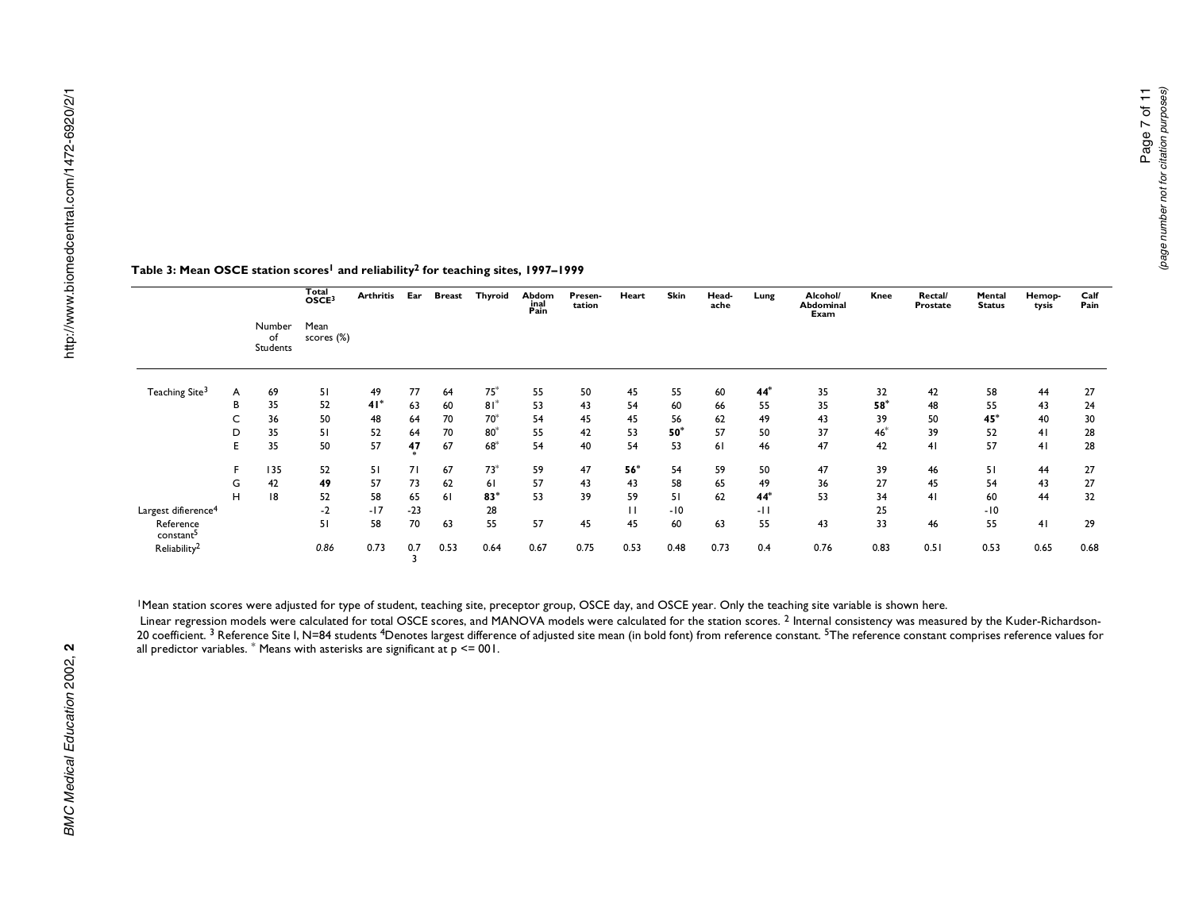**Table 3: Mean OSCE station scores[1] and reliability[2] for teaching sites, 1997–1999**

| | | Number of Students | Total OSCE[3] Mean scores (%) | Arthritis | Ear | Breast | Thyroid | Abdominal Pain | Presentation | Heart | Skin | Headache | Lung | Alcohol/ Abdominal Exam | Knee | Rectal/ Prostate | Mental Status | Hemoptysis | Calf Pain |
|---|---|---|---|---|---|---|---|---|---|---|---|---|---|---|---|---|---|---|---|
| Teaching Site[3] | A | 69 | 51 | 49 | 77 | 64 | 75* | 55 | 50 | 45 | 55 | 60 | **44*** | 35 | 32 | 42 | 58 | 44 | 27 |
| | B | 35 | 52 | **41*** | 63 | 60 | 81* | 53 | 43 | 54 | 60 | 66 | 55 | 35 | **58*** | 48 | 55 | 43 | 24 |
| | C | 36 | 50 | 48 | 64 | 70 | 70* | 54 | 45 | 45 | 56 | 62 | 49 | 43 | 39 | 50 | **45*** | 40 | 30 |
| | D | 35 | 51 | 52 | 64 | 70 | 80* | 55 | 42 | 53 | **50*** | 57 | 50 | 37 | 46* | 39 | 52 | 41 | 28 |
| | E | 35 | 50 | 57 | **47*** | 67 | 68* | 54 | 40 | 54 | 53 | 61 | 46 | 47 | 42 | 41 | 57 | 41 | 28 |
| | F | 135 | 52 | 51 | 71 | 67 | 73* | 59 | 47 | **56*** | 54 | 59 | 50 | 47 | 39 | 46 | 51 | 44 | 27 |
| | G | 42 | **49** | 57 | 73 | 62 | 61 | 57 | 43 | 43 | 58 | 65 | 49 | 36 | 27 | 45 | 54 | 43 | 27 |
| | H | 18 | 52 | 58 | 65 | 61 | **83*** | 53 | 39 | 59 | 51 | 62 | **44*** | 53 | 34 | 41 | 60 | 44 | 32 |
| Largest difierence[4] | | | -2 | -17 | -23 | | 28 | | | 11 | -10 | | -11 | | 25 | | -10 | | |
| Reference constant[5] | | | 51 | 58 | 70 | 63 | 55 | 57 | 45 | 45 | 60 | 63 | 55 | 43 | 33 | 46 | 55 | 41 | 29 |
| Reliability[2] | | | *0.86* | 0.73 | 0.73 | 0.53 | 0.64 | 0.67 | 0.75 | 0.53 | 0.48 | 0.73 | 0.4 | 0.76 | 0.83 | 0.51 | 0.53 | 0.65 | 0.68 |

[1]Mean station scores were adjusted for type of student, teaching site, preceptor group, OSCE day, and OSCE year. Only the teaching site variable is shown here.
Linear regression models were calculated for total OSCE scores, and MANOVA models were calculated for the station scores. [2] Internal consistency was measured by the Kuder-Richardson-20 coefficient. [3] Reference Site I, N=84 students [4]Denotes largest difference of adjusted site mean (in bold font) from reference constant. [5]The reference constant comprises reference values for all predictor variables. * Means with asterisks are significant at p <= 001.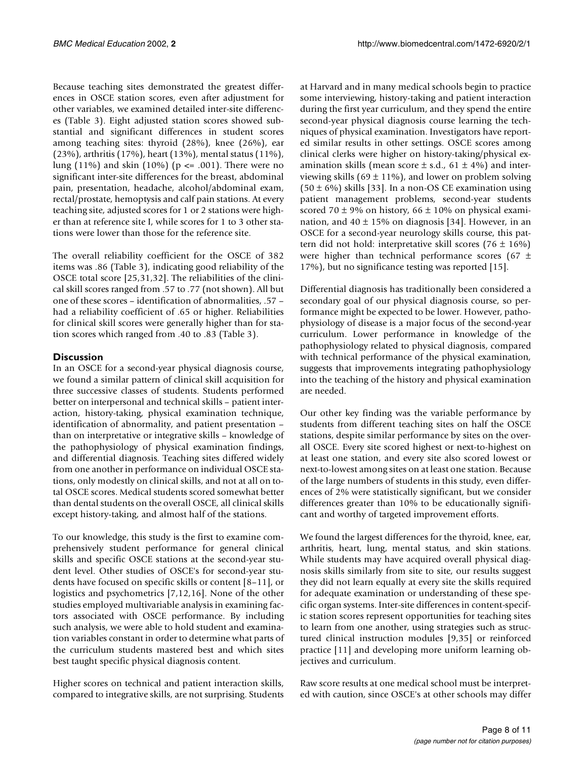Because teaching sites demonstrated the greatest differences in OSCE station scores, even after adjustment for other variables, we examined detailed inter-site differences (Table 3). Eight adjusted station scores showed substantial and significant differences in student scores among teaching sites: thyroid (28%), knee (26%), ear (23%), arthritis (17%), heart (13%), mental status (11%), lung (11%) and skin (10%) ($p <= .001$). There were no significant inter-site differences for the breast, abdominal pain, presentation, headache, alcohol/abdominal exam, rectal/prostate, hemoptysis and calf pain stations. At every teaching site, adjusted scores for 1 or 2 stations were higher than at reference site I, while scores for 1 to 3 other stations were lower than those for the reference site.

The overall reliability coefficient for the OSCE of 382 items was .86 (Table 3), indicating good reliability of the OSCE total score [25,31,32]. The reliabilities of the clinical skill scores ranged from .57 to .77 (not shown). All but one of these scores – identification of abnormalities, .57 – had a reliability coefficient of .65 or higher. Reliabilities for clinical skill scores were generally higher than for station scores which ranged from .40 to .83 (Table 3).

## Discussion

In an OSCE for a second-year physical diagnosis course, we found a similar pattern of clinical skill acquisition for three successive classes of students. Students performed better on interpersonal and technical skills – patient interaction, history-taking, physical examination technique, identification of abnormality, and patient presentation – than on interpretative or integrative skills – knowledge of the pathophysiology of physical examination findings, and differential diagnosis. Teaching sites differed widely from one another in performance on individual OSCE stations, only modestly on clinical skills, and not at all on total OSCE scores. Medical students scored somewhat better than dental students on the overall OSCE, all clinical skills except history-taking, and almost half of the stations.

To our knowledge, this study is the first to examine comprehensively student performance for general clinical skills and specific OSCE stations at the second-year student level. Other studies of OSCE's for second-year students have focused on specific skills or content [8–11], or logistics and psychometrics [7,12,16]. None of the other studies employed multivariable analysis in examining factors associated with OSCE performance. By including such analysis, we were able to hold student and examination variables constant in order to determine what parts of the curriculum students mastered best and which sites best taught specific physical diagnosis content.

Higher scores on technical and patient interaction skills, compared to integrative skills, are not surprising. Students at Harvard and in many medical schools begin to practice some interviewing, history-taking and patient interaction during the first year curriculum, and they spend the entire second-year physical diagnosis course learning the techniques of physical examination. Investigators have reported similar results in other settings. OSCE scores among clinical clerks were higher on history-taking/physical examination skills (mean score ± s.d., 61 ± 4%) and interviewing skills (69 ± 11%), and lower on problem solving (50 ± 6%) skills [33]. In a non-OS CE examination using patient management problems, second-year students scored 70 ± 9% on history, 66 ± 10% on physical examination, and 40 ± 15% on diagnosis [34]. However, in an OSCE for a second-year neurology skills course, this pattern did not hold: interpretative skill scores (76 ± 16%) were higher than technical performance scores (67 ± 17%), but no significance testing was reported [15].

Differential diagnosis has traditionally been considered a secondary goal of our physical diagnosis course, so performance might be expected to be lower. However, pathophysiology of disease is a major focus of the second-year curriculum. Lower performance in knowledge of the pathophysiology related to physical diagnosis, compared with technical performance of the physical examination, suggests that improvements integrating pathophysiology into the teaching of the history and physical examination are needed.

Our other key finding was the variable performance by students from different teaching sites on half the OSCE stations, despite similar performance by sites on the overall OSCE. Every site scored highest or next-to-highest on at least one station, and every site also scored lowest or next-to-lowest among sites on at least one station. Because of the large numbers of students in this study, even differences of 2% were statistically significant, but we consider differences greater than 10% to be educationally significant and worthy of targeted improvement efforts.

We found the largest differences for the thyroid, knee, ear, arthritis, heart, lung, mental status, and skin stations. While students may have acquired overall physical diagnosis skills similarly from site to site, our results suggest they did not learn equally at every site the skills required for adequate examination or understanding of these specific organ systems. Inter-site differences in content-specific station scores represent opportunities for teaching sites to learn from one another, using strategies such as structured clinical instruction modules [9,35] or reinforced practice [11] and developing more uniform learning objectives and curriculum.

Raw score results at one medical school must be interpreted with caution, since OSCE's at other schools may differ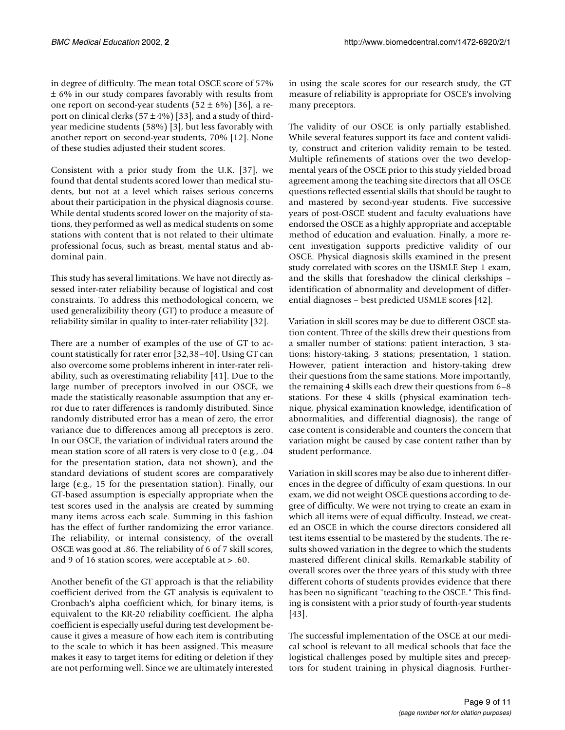in degree of difficulty. The mean total OSCE score of 57% ± 6% in our study compares favorably with results from one report on second-year students (52 ± 6%) [36], a report on clinical clerks (57 ± 4%) [33], and a study of third-year medicine students (58%) [3], but less favorably with another report on second-year students, 70% [12]. None of these studies adjusted their student scores.

Consistent with a prior study from the U.K. [37], we found that dental students scored lower than medical students, but not at a level which raises serious concerns about their participation in the physical diagnosis course. While dental students scored lower on the majority of stations, they performed as well as medical students on some stations with content that is not related to their ultimate professional focus, such as breast, mental status and abdominal pain.

This study has several limitations. We have not directly assessed inter-rater reliability because of logistical and cost constraints. To address this methodological concern, we used generalizibility theory (GT) to produce a measure of reliability similar in quality to inter-rater reliability [32].

There are a number of examples of the use of GT to account statistically for rater error [32,38–40]. Using GT can also overcome some problems inherent in inter-rater reliability, such as overestimating reliability [41]. Due to the large number of preceptors involved in our OSCE, we made the statistically reasonable assumption that any error due to rater differences is randomly distributed. Since randomly distributed error has a mean of zero, the error variance due to differences among all preceptors is zero. In our OSCE, the variation of individual raters around the mean station score of all raters is very close to 0 (e.g., .04 for the presentation station, data not shown), and the standard deviations of student scores are comparatively large (e.g., 15 for the presentation station). Finally, our GT-based assumption is especially appropriate when the test scores used in the analysis are created by summing many items across each scale. Summing in this fashion has the effect of further randomizing the error variance. The reliability, or internal consistency, of the overall OSCE was good at .86. The reliability of 6 of 7 skill scores, and 9 of 16 station scores, were acceptable at > .60.

Another benefit of the GT approach is that the reliability coefficient derived from the GT analysis is equivalent to Cronbach's alpha coefficient which, for binary items, is equivalent to the KR-20 reliability coefficient. The alpha coefficient is especially useful during test development because it gives a measure of how each item is contributing to the scale to which it has been assigned. This measure makes it easy to target items for editing or deletion if they are not performing well. Since we are ultimately interested in using the scale scores for our research study, the GT measure of reliability is appropriate for OSCE's involving many preceptors.

The validity of our OSCE is only partially established. While several features support its face and content validity, construct and criterion validity remain to be tested. Multiple refinements of stations over the two developmental years of the OSCE prior to this study yielded broad agreement among the teaching site directors that all OSCE questions reflected essential skills that should be taught to and mastered by second-year students. Five successive years of post-OSCE student and faculty evaluations have endorsed the OSCE as a highly appropriate and acceptable method of education and evaluation. Finally, a more recent investigation supports predictive validity of our OSCE. Physical diagnosis skills examined in the present study correlated with scores on the USMLE Step 1 exam, and the skills that foreshadow the clinical clerkships – identification of abnormality and development of differential diagnoses – best predicted USMLE scores [42].

Variation in skill scores may be due to different OSCE station content. Three of the skills drew their questions from a smaller number of stations: patient interaction, 3 stations; history-taking, 3 stations; presentation, 1 station. However, patient interaction and history-taking drew their questions from the same stations. More importantly, the remaining 4 skills each drew their questions from 6–8 stations. For these 4 skills (physical examination technique, physical examination knowledge, identification of abnormalities, and differential diagnosis), the range of case content is considerable and counters the concern that variation might be caused by case content rather than by student performance.

Variation in skill scores may be also due to inherent differences in the degree of difficulty of exam questions. In our exam, we did not weight OSCE questions according to degree of difficulty. We were not trying to create an exam in which all items were of equal difficulty. Instead, we created an OSCE in which the course directors considered all test items essential to be mastered by the students. The results showed variation in the degree to which the students mastered different clinical skills. Remarkable stability of overall scores over the three years of this study with three different cohorts of students provides evidence that there has been no significant "teaching to the OSCE." This finding is consistent with a prior study of fourth-year students [43].

The successful implementation of the OSCE at our medical school is relevant to all medical schools that face the logistical challenges posed by multiple sites and preceptors for student training in physical diagnosis. Further-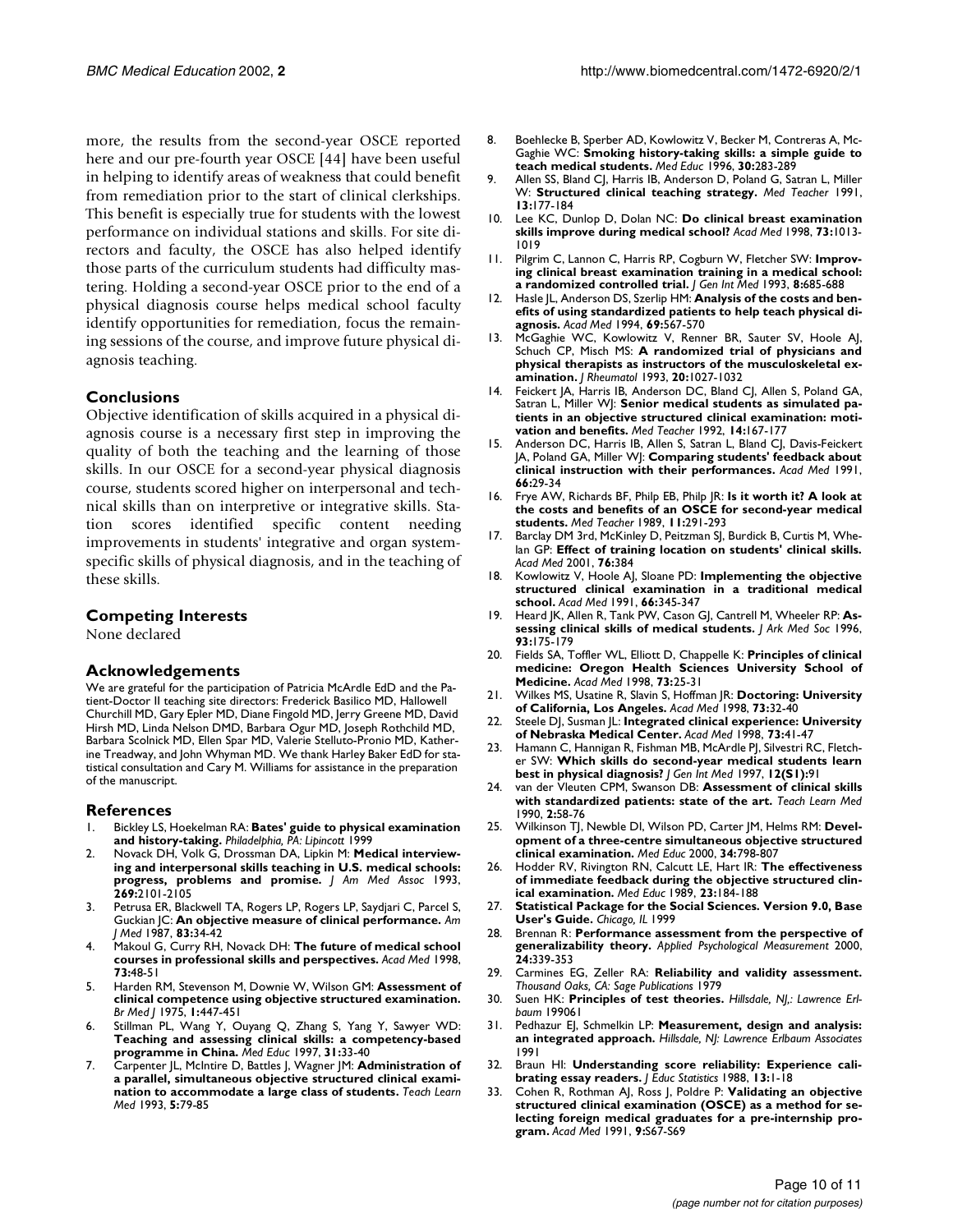more, the results from the second-year OSCE reported here and our pre-fourth year OSCE [44] have been useful in helping to identify areas of weakness that could benefit from remediation prior to the start of clinical clerkships. This benefit is especially true for students with the lowest performance on individual stations and skills. For site directors and faculty, the OSCE has also helped identify those parts of the curriculum students had difficulty mastering. Holding a second-year OSCE prior to the end of a physical diagnosis course helps medical school faculty identify opportunities for remediation, focus the remaining sessions of the course, and improve future physical diagnosis teaching.

## Conclusions

Objective identification of skills acquired in a physical diagnosis course is a necessary first step in improving the quality of both the teaching and the learning of those skills. In our OSCE for a second-year physical diagnosis course, students scored higher on interpersonal and technical skills than on interpretive or integrative skills. Station scores identified specific content needing improvements in students' integrative and organ system-specific skills of physical diagnosis, and in the teaching of these skills.

## Competing Interests

None declared

## Acknowledgements

We are grateful for the participation of Patricia McArdle EdD and the Patient-Doctor II teaching site directors: Frederick Basilico MD, Hallowell Churchill MD, Gary Epler MD, Diane Fingold MD, Jerry Greene MD, David Hirsh MD, Linda Nelson DMD, Barbara Ogur MD, Joseph Rothchild MD, Barbara Scolnick MD, Ellen Spar MD, Valerie Stelluto-Pronio MD, Katherine Treadway, and John Whyman MD. We thank Harley Baker EdD for statistical consultation and Cary M. Williams for assistance in the preparation of the manuscript.

## References

1. Bickley LS, Hoekelman RA: **Bates' guide to physical examination and history-taking.** *Philadelphia, PA: Lipincott* 1999
2. Novack DH, Volk G, Drossman DA, Lipkin M: **Medical interviewing and interpersonal skills teaching in U.S. medical schools: progress, problems and promise.** *J Am Med Assoc* 1993, **269:**2101-2105
3. Petrusa ER, Blackwell TA, Rogers LP, Rogers LP, Saydjari C, Parcel S, Guckian JC: **An objective measure of clinical performance.** *Am J Med* 1987, **83:**34-42
4. Makoul G, Curry RH, Novack DH: **The future of medical school courses in professional skills and perspectives.** *Acad Med* 1998, **73:**48-51
5. Harden RM, Stevenson M, Downie W, Wilson GM: **Assessment of clinical competence using objective structured examination.** *Br Med J* 1975, **1:**447-451
6. Stillman PL, Wang Y, Ouyang Q, Zhang S, Yang Y, Sawyer WD: **Teaching and assessing clinical skills: a competency-based programme in China.** *Med Educ* 1997, **31:**33-40
7. Carpenter JL, McIntire D, Battles J, Wagner JM: **Administration of a parallel, simultaneous objective structured clinical examination to accommodate a large class of students.** *Teach Learn Med* 1993, **5:**79-85
8. Boehlecke B, Sperber AD, Kowlowitz V, Becker M, Contreras A, McGaghie WC: **Smoking history-taking skills: a simple guide to teach medical students.** *Med Educ* 1996, **30:**283-289
9. Allen SS, Bland CJ, Harris IB, Anderson D, Poland G, Satran L, Miller W: **Structured clinical teaching strategy.** *Med Teacher* 1991, **13:**177-184
10. Lee KC, Dunlop D, Dolan NC: **Do clinical breast examination skills improve during medical school?** *Acad Med* 1998, **73:**1013-1019
11. Pilgrim C, Lannon C, Harris RP, Cogburn W, Fletcher SW: **Improving clinical breast examination training in a medical school: a randomized controlled trial.** *J Gen Int Med* 1993, **8:**685-688
12. Hasle JL, Anderson DS, Szerlip HM: **Analysis of the costs and benefits of using standardized patients to help teach physical diagnosis.** *Acad Med* 1994, **69:**567-570
13. McGaghie WC, Kowlowitz V, Renner BR, Sauter SV, Hoole AJ, Schuch CP, Misch MS: **A randomized trial of physicians and physical therapists as instructors of the musculoskeletal examination.** *J Rheumatol* 1993, **20:**1027-1032
14. Feickert JA, Harris IB, Anderson DC, Bland CJ, Allen S, Poland GA, Satran L, Miller WJ: **Senior medical students as simulated patients in an objective structured clinical examination: motivation and benefits.** *Med Teacher* 1992, **14:**167-177
15. Anderson DC, Harris IB, Allen S, Satran L, Bland CJ, Davis-Feickert JA, Poland GA, Miller WJ: **Comparing students' feedback about clinical instruction with their performances.** *Acad Med* 1991, **66:**29-34
16. Frye AW, Richards BF, Philp EB, Philp JR: **Is it worth it? A look at the costs and benefits of an OSCE for second-year medical students.** *Med Teacher* 1989, **11:**291-293
17. Barclay DM 3rd, McKinley D, Peitzman SJ, Burdick B, Curtis M, Whelan GP: **Effect of training location on students' clinical skills.** *Acad Med* 2001, **76:**384
18. Kowlowitz V, Hoole AJ, Sloane PD: **Implementing the objective structured clinical examination in a traditional medical school.** *Acad Med* 1991, **66:**345-347
19. Heard JK, Allen R, Tank PW, Cason GJ, Cantrell M, Wheeler RP: **Assessing clinical skills of medical students.** *J Ark Med Soc* 1996, **93:**175-179
20. Fields SA, Toffler WL, Elliott D, Chappelle K: **Principles of clinical medicine: Oregon Health Sciences University School of Medicine.** *Acad Med* 1998, **73:**25-31
21. Wilkes MS, Usatine R, Slavin S, Hoffman JR: **Doctoring: University of California, Los Angeles.** *Acad Med* 1998, **73:**32-40
22. Steele DJ, Susman JL: **Integrated clinical experience: University of Nebraska Medical Center.** *Acad Med* 1998, **73:**41-47
23. Hamann C, Hannigan R, Fishman MB, McArdle PJ, Silvestri RC, Fletcher SW: **Which skills do second-year medical students learn best in physical diagnosis?** *J Gen Int Med* 1997, **12(S1):**91
24. van der Vleuten CPM, Swanson DB: **Assessment of clinical skills with standardized patients: state of the art.** *Teach Learn Med* 1990, **2:**58-76
25. Wilkinson TJ, Newble DI, Wilson PD, Carter JM, Helms RM: **Development of a three-centre simultaneous objective structured clinical examination.** *Med Educ* 2000, **34:**798-807
26. Hodder RV, Rivington RN, Calcutt LE, Hart IR: **The effectiveness of immediate feedback during the objective structured clinical examination.** *Med Educ* 1989, **23:**184-188
27. **Statistical Package for the Social Sciences. Version 9.0, Base User's Guide.** *Chicago, IL* 1999
28. Brennan R: **Performance assessment from the perspective of generalizability theory.** *Applied Psychological Measurement* 2000, **24:**339-353
29. Carmines EG, Zeller RA: **Reliability and validity assessment.** *Thousand Oaks, CA: Sage Publications* 1979
30. Suen HK: **Principles of test theories.** *Hillsdale, NJ,: Lawrence Erlbaum* 199061
31. Pedhazur EJ, Schmelkin LP: **Measurement, design and analysis: an integrated approach.** *Hillsdale, NJ: Lawrence Erlbaum Associates* 1991
32. Braun HI: **Understanding score reliability: Experience calibrating essay readers.** *J Educ Statistics* 1988, **13:**1-18
33. Cohen R, Rothman AJ, Ross J, Poldre P: **Validating an objective structured clinical examination (OSCE) as a method for selecting foreign medical graduates for a pre-internship program.** *Acad Med* 1991, **9:**S67-S69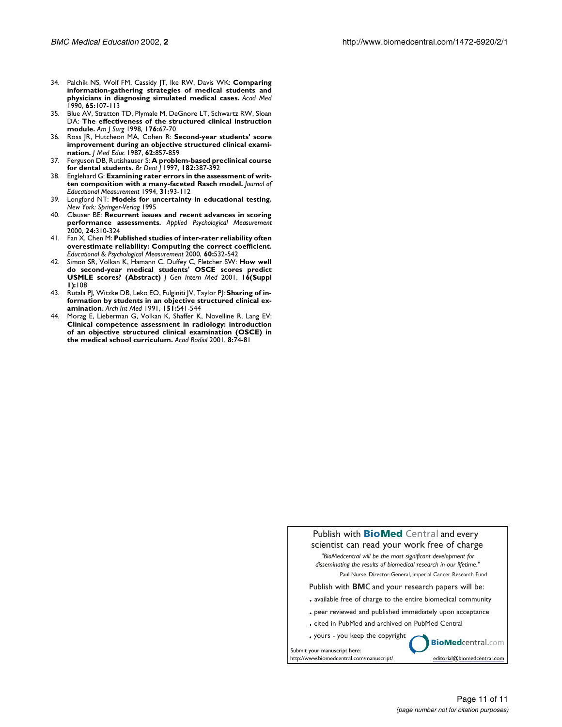34. Palchik NS, Wolf FM, Cassidy JT, Ike RW, Davis WK: **Comparing information-gathering strategies of medical students and physicians in diagnosing simulated medical cases.** *Acad Med* 1990, **65:**107-113
35. Blue AV, Stratton TD, Plymale M, DeGnore LT, Schwartz RW, Sloan DA: **The effectiveness of the structured clinical instruction module.** *Am J Surg* 1998, **176:**67-70
36. Ross JR, Hutcheon MA, Cohen R: **Second-year students' score improvement during an objective structured clinical examination.** *J Med Educ* 1987, **62:**857-859
37. Ferguson DB, Rutishauser S: **A problem-based preclinical course for dental students.** *Br Dent J* 1997, **182:**387-392
38. Englehard G: **Examining rater errors in the assessment of written composition with a many-faceted Rasch model.** *Journal of Educational Measurement* 1994, **31:**93-112
39. Longford NT: **Models for uncertainty in educational testing.** *New York: Springer-Verlag* 1995
40. Clauser BE: **Recurrent issues and recent advances in scoring performance assessments.** *Applied Psychological Measurement* 2000, **24:**310-324
41. Fan X, Chen M: **Published studies of inter-rater reliability often overestimate reliability: Computing the correct coefficient.** *Educational & Psychological Measurement* 2000, **60:**532-542
42. Simon SR, Volkan K, Hamann C, Duffey C, Fletcher SW: **How well do second-year medical students' OSCE scores predict USMLE scores? (Abstract)** *J Gen Intern Med* 2001, **16(Suppl 1):**108
43. Rutala PJ, Witzke DB, Leko EO, Fulginiti JV, Taylor PJ: **Sharing of information by students in an objective structured clinical examination.** *Arch Int Med* 1991, **151:**541-544
44. Morag E, Lieberman G, Volkan K, Shaffer K, Novelline R, Lang EV: **Clinical competence assessment in radiology: introduction of an objective structured clinical examination (OSCE) in the medical school curriculum.** *Acad Radiol* 2001, **8:**74-81

Publish with **BioMed** Central and every scientist can read your work free of charge

*"BioMedcentral will be the most significant development for disseminating the results of biomedical research in our lifetime."*

Paul Nurse, Director-General, Imperial Cancer Research Fund

Publish with **BMC** and your research papers will be:

- available free of charge to the entire biomedical community
- peer reviewed and published immediately upon acceptance
- cited in PubMed and archived on PubMed Central
- yours - you keep the copyright

**BioMed**central.com

Submit your manuscript here:
http://www.biomedcentral.com/manuscript/

editorial@biomedcentral.com